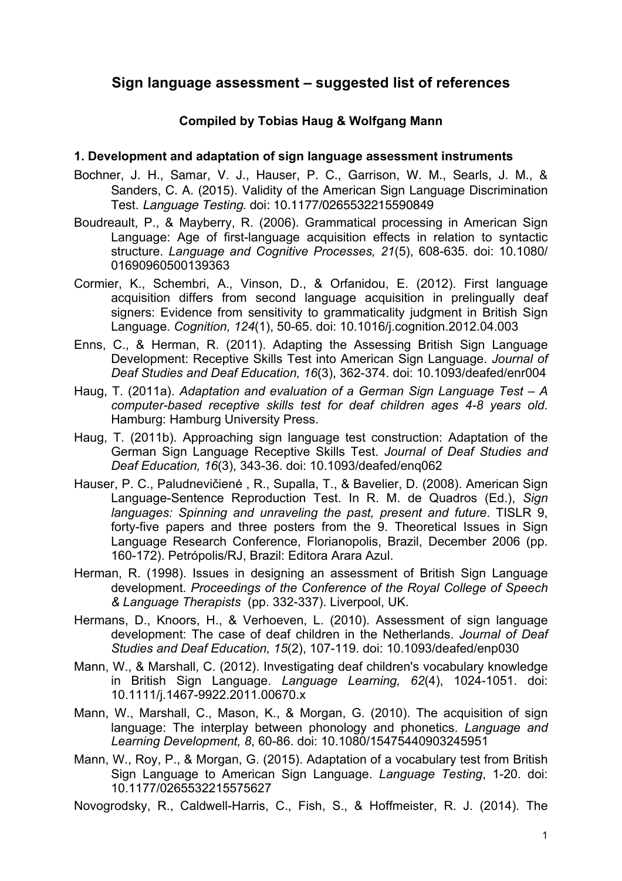# Sign language assessment – suggested list of references

**Compiled by Tobias Haug & Wolfgang Mann**

## 1. Development and adaptation of sign language assessment instruments

Bochner, J. H., Samar, V. J., Hauser, P. C., Garrison, W. M., Searls, J. M., & Sanders, C. A. (2015). Validity of the American Sign Language Discrimination Test. *Language Testing*. doi: 10.1177/0265532215590849

Boudreault, P., & Mayberry, R. (2006). Grammatical processing in American Sign Language: Age of first-language acquisition effects in relation to syntactic structure. *Language and Cognitive Processes, 21*(5), 608-635. doi: 10.1080/01690960500139363

Cormier, K., Schembri, A., Vinson, D., & Orfanidou, E. (2012). First language acquisition differs from second language acquisition in prelingually deaf signers: Evidence from sensitivity to grammaticality judgment in British Sign Language. *Cognition, 124*(1), 50-65. doi: 10.1016/j.cognition.2012.04.003

Enns, C., & Herman, R. (2011). Adapting the Assessing British Sign Language Development: Receptive Skills Test into American Sign Language. *Journal of Deaf Studies and Deaf Education, 16*(3), 362-374. doi: 10.1093/deafed/enr004

Haug, T. (2011a). *Adaptation and evaluation of a German Sign Language Test – A computer-based receptive skills test for deaf children ages 4-8 years old*. Hamburg: Hamburg University Press.

Haug, T. (2011b). Approaching sign language test construction: Adaptation of the German Sign Language Receptive Skills Test. *Journal of Deaf Studies and Deaf Education, 16*(3), 343-36. doi: 10.1093/deafed/enq062

Hauser, P. C., Paludnevičienė , R., Supalla, T., & Bavelier, D. (2008). American Sign Language-Sentence Reproduction Test. In R. M. de Quadros (Ed.), *Sign languages: Spinning and unraveling the past, present and future*. TISLR 9, forty-five papers and three posters from the 9. Theoretical Issues in Sign Language Research Conference, Florianopolis, Brazil, December 2006 (pp. 160-172). Petrópolis/RJ, Brazil: Editora Arara Azul.

Herman, R. (1998). Issues in designing an assessment of British Sign Language development. *Proceedings of the Conference of the Royal College of Speech & Language Therapists* (pp. 332-337). Liverpool, UK.

Hermans, D., Knoors, H., & Verhoeven, L. (2010). Assessment of sign language development: The case of deaf children in the Netherlands. *Journal of Deaf Studies and Deaf Education, 15*(2), 107-119. doi: 10.1093/deafed/enp030

Mann, W., & Marshall, C. (2012). Investigating deaf children's vocabulary knowledge in British Sign Language. *Language Learning, 62*(4), 1024-1051. doi: 10.1111/j.1467-9922.2011.00670.x

Mann, W., Marshall, C., Mason, K., & Morgan, G. (2010). The acquisition of sign language: The interplay between phonology and phonetics. *Language and Learning Development, 8*, 60-86. doi: 10.1080/15475440903245951

Mann, W., Roy, P., & Morgan, G. (2015). Adaptation of a vocabulary test from British Sign Language to American Sign Language. *Language Testing*, 1-20. doi: 10.1177/0265532215575627

Novogrodsky, R., Caldwell-Harris, C., Fish, S., & Hoffmeister, R. J. (2014). The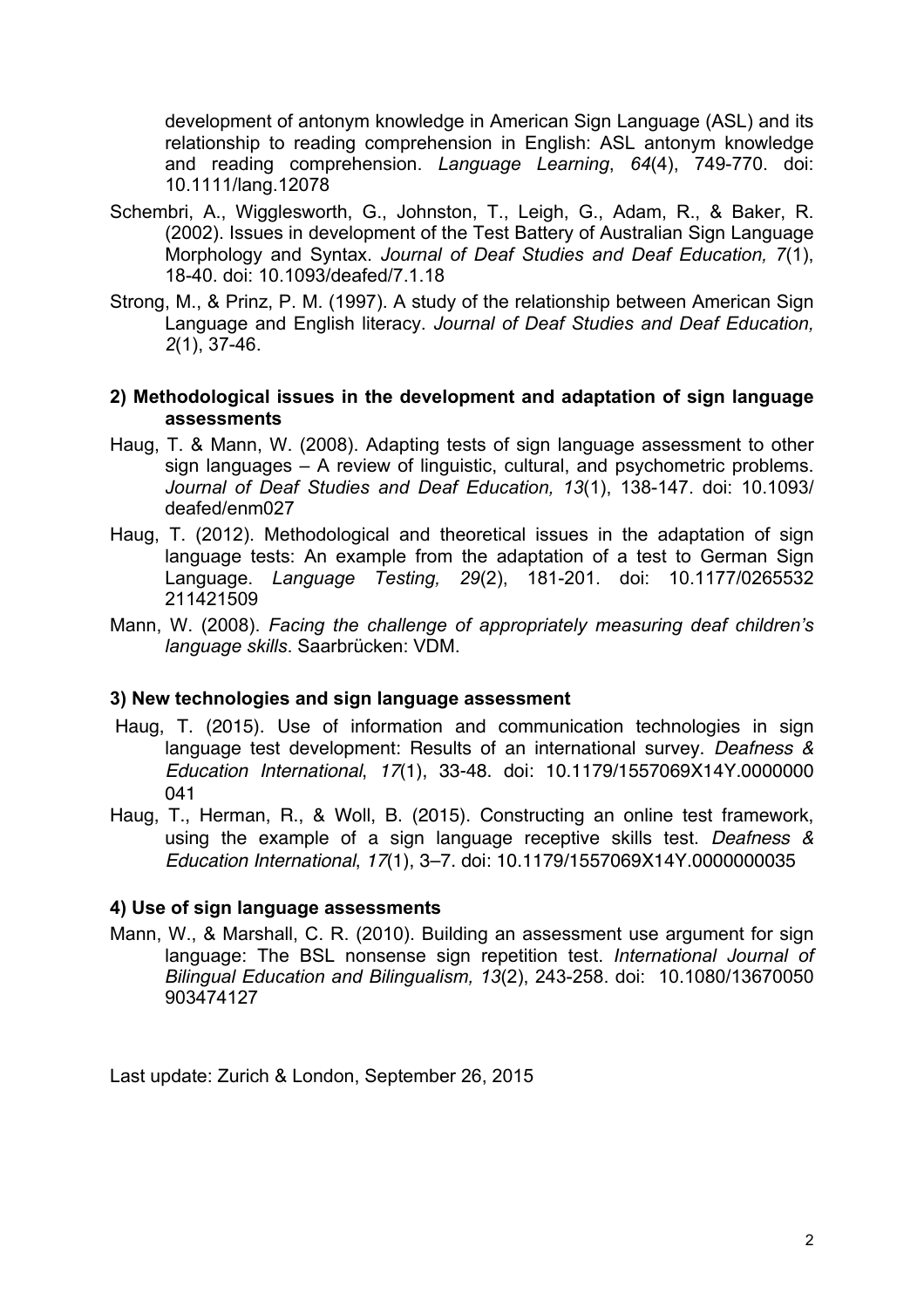development of antonym knowledge in American Sign Language (ASL) and its relationship to reading comprehension in English: ASL antonym knowledge and reading comprehension. *Language Learning*, *64*(4), 749-770. doi: 10.1111/lang.12078

Schembri, A., Wigglesworth, G., Johnston, T., Leigh, G., Adam, R., & Baker, R. (2002). Issues in development of the Test Battery of Australian Sign Language Morphology and Syntax. *Journal of Deaf Studies and Deaf Education, 7*(1), 18-40. doi: 10.1093/deafed/7.1.18

Strong, M., & Prinz, P. M. (1997). A study of the relationship between American Sign Language and English literacy. *Journal of Deaf Studies and Deaf Education, 2*(1), 37-46.

**2) Methodological issues in the development and adaptation of sign language assessments**

Haug, T. & Mann, W. (2008). Adapting tests of sign language assessment to other sign languages – A review of linguistic, cultural, and psychometric problems. *Journal of Deaf Studies and Deaf Education, 13*(1), 138-147. doi: 10.1093/deafed/enm027

Haug, T. (2012). Methodological and theoretical issues in the adaptation of sign language tests: An example from the adaptation of a test to German Sign Language. *Language Testing, 29*(2), 181-201. doi: 10.1177/0265532211421509

Mann, W. (2008). *Facing the challenge of appropriately measuring deaf children's language skills*. Saarbrücken: VDM.

**3) New technologies and sign language assessment**

Haug, T. (2015). Use of information and communication technologies in sign language test development: Results of an international survey. *Deafness & Education International*, *17*(1), 33-48. doi: 10.1179/1557069X14Y.0000000041

Haug, T., Herman, R., & Woll, B. (2015). Constructing an online test framework, using the example of a sign language receptive skills test. *Deafness & Education International*, *17*(1), 3–7. doi: 10.1179/1557069X14Y.0000000035

**4) Use of sign language assessments**

Mann, W., & Marshall, C. R. (2010). Building an assessment use argument for sign language: The BSL nonsense sign repetition test. *International Journal of Bilingual Education and Bilingualism, 13*(2), 243-258. doi: 10.1080/13670050903474127

Last update: Zurich & London, September 26, 2015